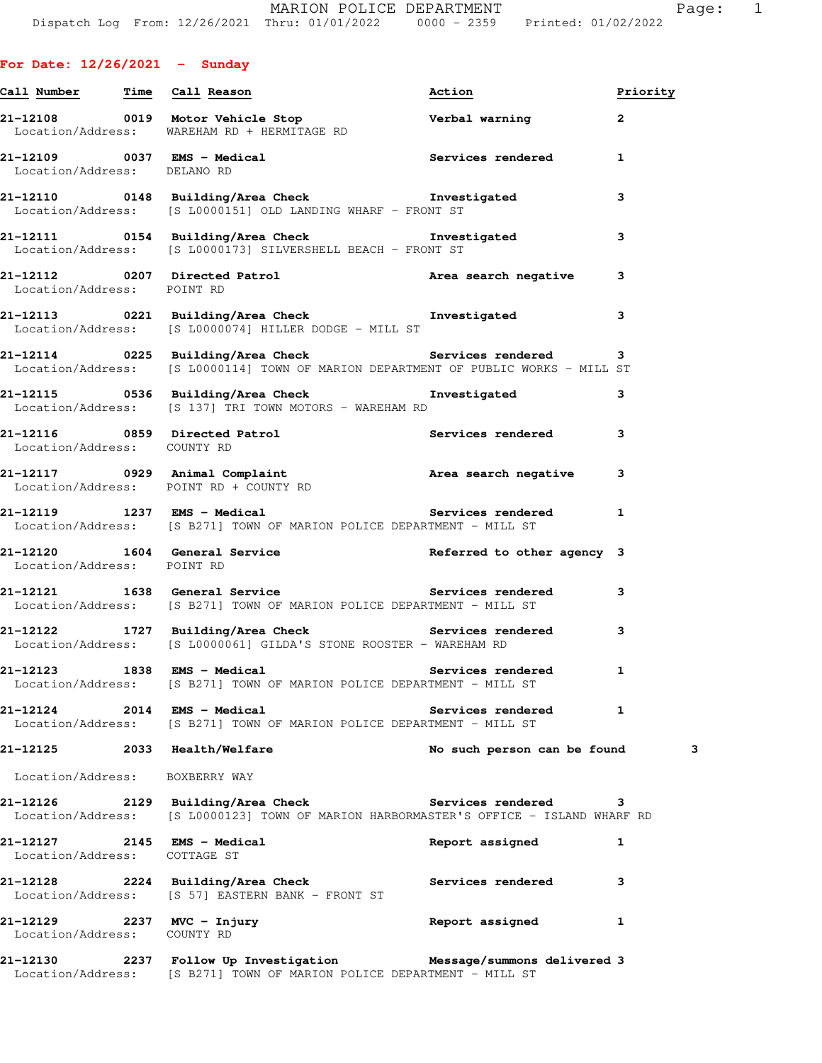# MARION POLICE DEPARTMENT

Dispatch Log From: 12/26/2021 Thru: 01/01/2022 0000 - 2359 Printed: 01/02/2022

## For Date: 12/26/2021 - Sunday

| Call Number | Time | Call Reason | Action | Priority |
|---|---|---|---|---|
| 21-12108 | 0019 | Motor Vehicle Stop | Verbal warning | 2 |
| Location/Address: | | WAREHAM RD + HERMITAGE RD | | |
| 21-12109 | 0037 | EMS - Medical | Services rendered | 1 |
| Location/Address: | | DELANO RD | | |
| 21-12110 | 0148 | Building/Area Check | Investigated | 3 |
| Location/Address: | | [S L0000151] OLD LANDING WHARF - FRONT ST | | |
| 21-12111 | 0154 | Building/Area Check | Investigated | 3 |
| Location/Address: | | [S L0000173] SILVERSHELL BEACH - FRONT ST | | |
| 21-12112 | 0207 | Directed Patrol | Area search negative | 3 |
| Location/Address: | | POINT RD | | |
| 21-12113 | 0221 | Building/Area Check | Investigated | 3 |
| Location/Address: | | [S L0000074] HILLER DODGE - MILL ST | | |
| 21-12114 | 0225 | Building/Area Check | Services rendered | 3 |
| Location/Address: | | [S L0000114] TOWN OF MARION DEPARTMENT OF PUBLIC WORKS - MILL ST | | |
| 21-12115 | 0536 | Building/Area Check | Investigated | 3 |
| Location/Address: | | [S 137] TRI TOWN MOTORS - WAREHAM RD | | |
| 21-12116 | 0859 | Directed Patrol | Services rendered | 3 |
| Location/Address: | | COUNTY RD | | |
| 21-12117 | 0929 | Animal Complaint | Area search negative | 3 |
| Location/Address: | | POINT RD + COUNTY RD | | |
| 21-12119 | 1237 | EMS - Medical | Services rendered | 1 |
| Location/Address: | | [S B271] TOWN OF MARION POLICE DEPARTMENT - MILL ST | | |
| 21-12120 | 1604 | General Service | Referred to other agency | 3 |
| Location/Address: | | POINT RD | | |
| 21-12121 | 1638 | General Service | Services rendered | 3 |
| Location/Address: | | [S B271] TOWN OF MARION POLICE DEPARTMENT - MILL ST | | |
| 21-12122 | 1727 | Building/Area Check | Services rendered | 3 |
| Location/Address: | | [S L0000061] GILDA'S STONE ROOSTER - WAREHAM RD | | |
| 21-12123 | 1838 | EMS - Medical | Services rendered | 1 |
| Location/Address: | | [S B271] TOWN OF MARION POLICE DEPARTMENT - MILL ST | | |
| 21-12124 | 2014 | EMS - Medical | Services rendered | 1 |
| Location/Address: | | [S B271] TOWN OF MARION POLICE DEPARTMENT - MILL ST | | |
| 21-12125 | 2033 | Health/Welfare | No such person can be found | 3 |
| Location/Address: | | BOXBERRY WAY | | |
| 21-12126 | 2129 | Building/Area Check | Services rendered | 3 |
| Location/Address: | | [S L0000123] TOWN OF MARION HARBORMASTER'S OFFICE - ISLAND WHARF RD | | |
| 21-12127 | 2145 | EMS - Medical | Report assigned | 1 |
| Location/Address: | | COTTAGE ST | | |
| 21-12128 | 2224 | Building/Area Check | Services rendered | 3 |
| Location/Address: | | [S 57] EASTERN BANK - FRONT ST | | |
| 21-12129 | 2237 | MVC - Injury | Report assigned | 1 |
| Location/Address: | | COUNTY RD | | |
| 21-12130 | 2237 | Follow Up Investigation | Message/summons delivered | 3 |
| Location/Address: | | [S B271] TOWN OF MARION POLICE DEPARTMENT - MILL ST | | |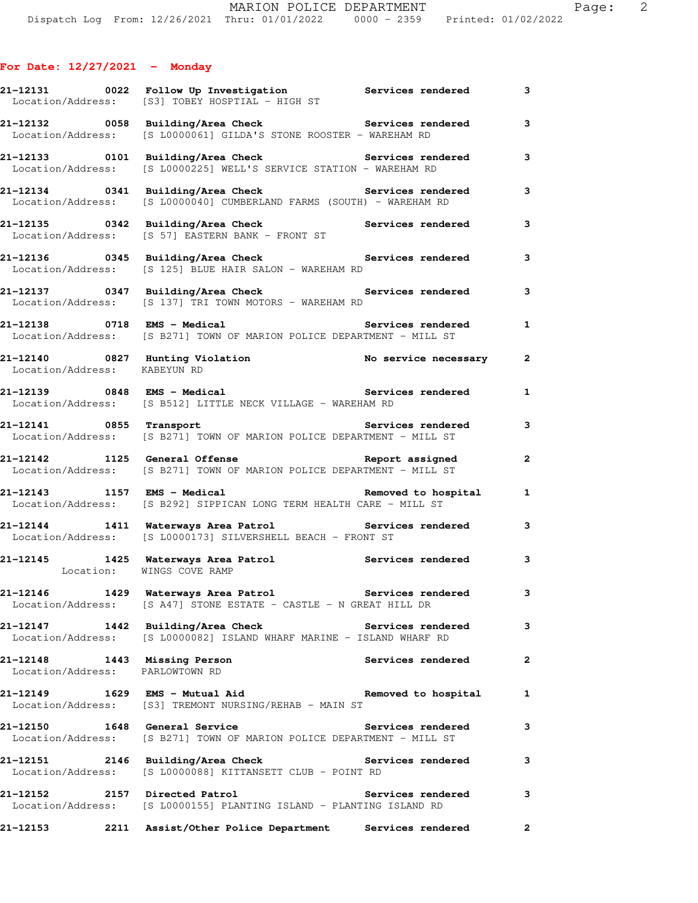**For Date: 12/27/2021 - Monday**

**21-12131 0022 Follow Up Investigation Services rendered 3**
Location/Address: [S3] TOBEY HOSPTIAL - HIGH ST

**21-12132 0058 Building/Area Check Services rendered 3**
Location/Address: [S L0000061] GILDA'S STONE ROOSTER - WAREHAM RD

**21-12133 0101 Building/Area Check Services rendered 3**
Location/Address: [S L0000225] WELL'S SERVICE STATION - WAREHAM RD

**21-12134 0341 Building/Area Check Services rendered 3**
Location/Address: [S L0000040] CUMBERLAND FARMS (SOUTH) - WAREHAM RD

**21-12135 0342 Building/Area Check Services rendered 3**
Location/Address: [S 57] EASTERN BANK - FRONT ST

**21-12136 0345 Building/Area Check Services rendered 3**
Location/Address: [S 125] BLUE HAIR SALON - WAREHAM RD

**21-12137 0347 Building/Area Check Services rendered 3**
Location/Address: [S 137] TRI TOWN MOTORS - WAREHAM RD

**21-12138 0718 EMS - Medical Services rendered 1**
Location/Address: [S B271] TOWN OF MARION POLICE DEPARTMENT - MILL ST

**21-12140 0827 Hunting Violation No service necessary 2**
Location/Address: KABEYUN RD

**21-12139 0848 EMS - Medical Services rendered 1**
Location/Address: [S B512] LITTLE NECK VILLAGE - WAREHAM RD

**21-12141 0855 Transport Services rendered 3**
Location/Address: [S B271] TOWN OF MARION POLICE DEPARTMENT - MILL ST

**21-12142 1125 General Offense Report assigned 2**
Location/Address: [S B271] TOWN OF MARION POLICE DEPARTMENT - MILL ST

**21-12143 1157 EMS - Medical Removed to hospital 1**
Location/Address: [S B292] SIPPICAN LONG TERM HEALTH CARE - MILL ST

**21-12144 1411 Waterways Area Patrol Services rendered 3**
Location/Address: [S L0000173] SILVERSHELL BEACH - FRONT ST

**21-12145 1425 Waterways Area Patrol Services rendered 3**
Location: WINGS COVE RAMP

**21-12146 1429 Waterways Area Patrol Services rendered 3**
Location/Address: [S A47] STONE ESTATE - CASTLE - N GREAT HILL DR

**21-12147 1442 Building/Area Check Services rendered 3**
Location/Address: [S L0000082] ISLAND WHARF MARINE - ISLAND WHARF RD

**21-12148 1443 Missing Person Services rendered 2**
Location/Address: PARLOWTOWN RD

**21-12149 1629 EMS - Mutual Aid Removed to hospital 1**
Location/Address: [S3] TREMONT NURSING/REHAB - MAIN ST

**21-12150 1648 General Service Services rendered 3**
Location/Address: [S B271] TOWN OF MARION POLICE DEPARTMENT - MILL ST

**21-12151 2146 Building/Area Check Services rendered 3**
Location/Address: [S L0000088] KITTANSETT CLUB - POINT RD

**21-12152 2157 Directed Patrol Services rendered 3**
Location/Address: [S L0000155] PLANTING ISLAND - PLANTING ISLAND RD

**21-12153 2211 Assist/Other Police Department Services rendered 2**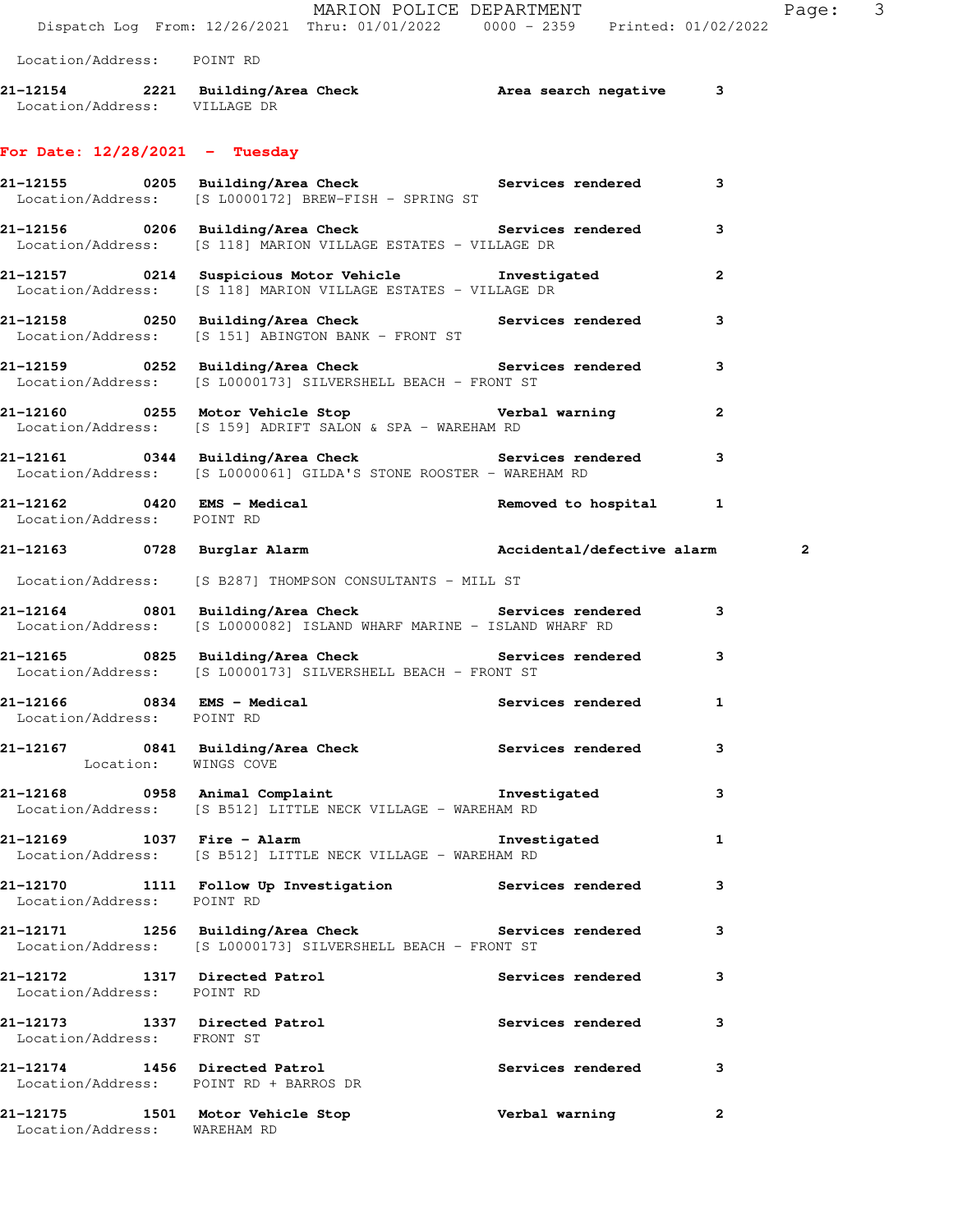Location/Address: POINT RD

**21-12154 2221 Building/Area Check Area search negative 3**
Location/Address: VILLAGE DR

## For Date: 12/28/2021 - Tuesday

**21-12155 0205 Building/Area Check Services rendered 3**
Location/Address: [S L0000172] BREW-FISH - SPRING ST

**21-12156 0206 Building/Area Check Services rendered 3**
Location/Address: [S 118] MARION VILLAGE ESTATES - VILLAGE DR

**21-12157 0214 Suspicious Motor Vehicle Investigated 2**
Location/Address: [S 118] MARION VILLAGE ESTATES - VILLAGE DR

**21-12158 0250 Building/Area Check Services rendered 3**
Location/Address: [S 151] ABINGTON BANK - FRONT ST

**21-12159 0252 Building/Area Check Services rendered 3**
Location/Address: [S L0000173] SILVERSHELL BEACH - FRONT ST

**21-12160 0255 Motor Vehicle Stop Verbal warning 2**
Location/Address: [S 159] ADRIFT SALON & SPA - WAREHAM RD

**21-12161 0344 Building/Area Check Services rendered 3**
Location/Address: [S L0000061] GILDA'S STONE ROOSTER - WAREHAM RD

**21-12162 0420 EMS - Medical Removed to hospital 1**
Location/Address: POINT RD

**21-12163 0728 Burglar Alarm Accidental/defective alarm 2**
Location/Address: [S B287] THOMPSON CONSULTANTS - MILL ST

**21-12164 0801 Building/Area Check Services rendered 3**
Location/Address: [S L0000082] ISLAND WHARF MARINE - ISLAND WHARF RD

**21-12165 0825 Building/Area Check Services rendered 3**
Location/Address: [S L0000173] SILVERSHELL BEACH - FRONT ST

**21-12166 0834 EMS - Medical Services rendered 1**
Location/Address: POINT RD

**21-12167 0841 Building/Area Check Services rendered 3**
Location: WINGS COVE

**21-12168 0958 Animal Complaint Investigated 3**
Location/Address: [S B512] LITTLE NECK VILLAGE - WAREHAM RD

**21-12169 1037 Fire - Alarm Investigated 1**
Location/Address: [S B512] LITTLE NECK VILLAGE - WAREHAM RD

**21-12170 1111 Follow Up Investigation Services rendered 3**
Location/Address: POINT RD

**21-12171 1256 Building/Area Check Services rendered 3**
Location/Address: [S L0000173] SILVERSHELL BEACH - FRONT ST

**21-12172 1317 Directed Patrol Services rendered 3**
Location/Address: POINT RD

**21-12173 1337 Directed Patrol Services rendered 3**
Location/Address: FRONT ST

**21-12174 1456 Directed Patrol Services rendered 3**
Location/Address: POINT RD + BARROS DR

**21-12175 1501 Motor Vehicle Stop Verbal warning 2**
Location/Address: WAREHAM RD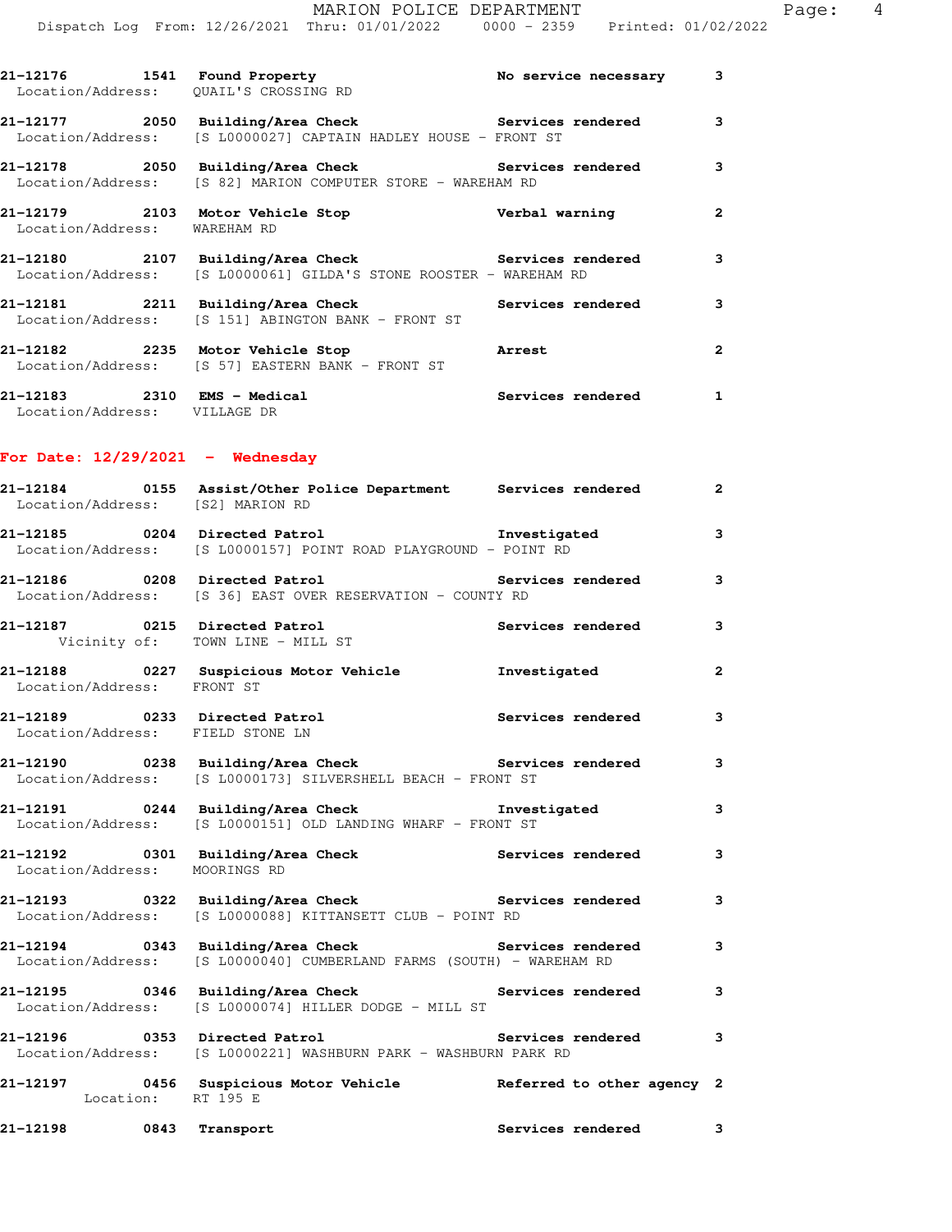**21-12176 1541 Found Property — No service necessary — 3**
Location/Address: QUAIL'S CROSSING RD

**21-12177 2050 Building/Area Check — Services rendered — 3**
Location/Address: [S L0000027] CAPTAIN HADLEY HOUSE - FRONT ST

**21-12178 2050 Building/Area Check — Services rendered — 3**
Location/Address: [S 82] MARION COMPUTER STORE - WAREHAM RD

**21-12179 2103 Motor Vehicle Stop — Verbal warning — 2**
Location/Address: WAREHAM RD

**21-12180 2107 Building/Area Check — Services rendered — 3**
Location/Address: [S L0000061] GILDA'S STONE ROOSTER - WAREHAM RD

**21-12181 2211 Building/Area Check — Services rendered — 3**
Location/Address: [S 151] ABINGTON BANK - FRONT ST

**21-12182 2235 Motor Vehicle Stop — Arrest — 2**
Location/Address: [S 57] EASTERN BANK - FRONT ST

**21-12183 2310 EMS - Medical — Services rendered — 1**
Location/Address: VILLAGE DR

## For Date: 12/29/2021 - Wednesday

**21-12184 0155 Assist/Other Police Department — Services rendered — 2**
Location/Address: [S2] MARION RD

**21-12185 0204 Directed Patrol — Investigated — 3**
Location/Address: [S L0000157] POINT ROAD PLAYGROUND - POINT RD

**21-12186 0208 Directed Patrol — Services rendered — 3**
Location/Address: [S 36] EAST OVER RESERVATION - COUNTY RD

**21-12187 0215 Directed Patrol — Services rendered — 3**
Vicinity of: TOWN LINE - MILL ST

**21-12188 0227 Suspicious Motor Vehicle — Investigated — 2**
Location/Address: FRONT ST

**21-12189 0233 Directed Patrol — Services rendered — 3**
Location/Address: FIELD STONE LN

**21-12190 0238 Building/Area Check — Services rendered — 3**
Location/Address: [S L0000173] SILVERSHELL BEACH - FRONT ST

**21-12191 0244 Building/Area Check — Investigated — 3**
Location/Address: [S L0000151] OLD LANDING WHARF - FRONT ST

**21-12192 0301 Building/Area Check — Services rendered — 3**
Location/Address: MOORINGS RD

**21-12193 0322 Building/Area Check — Services rendered — 3**
Location/Address: [S L0000088] KITTANSETT CLUB - POINT RD

**21-12194 0343 Building/Area Check — Services rendered — 3**
Location/Address: [S L0000040] CUMBERLAND FARMS (SOUTH) - WAREHAM RD

**21-12195 0346 Building/Area Check — Services rendered — 3**
Location/Address: [S L0000074] HILLER DODGE - MILL ST

**21-12196 0353 Directed Patrol — Services rendered — 3**
Location/Address: [S L0000221] WASHBURN PARK - WASHBURN PARK RD

**21-12197 0456 Suspicious Motor Vehicle — Referred to other agency — 2**
Location: RT 195 E

**21-12198 0843 Transport — Services rendered — 3**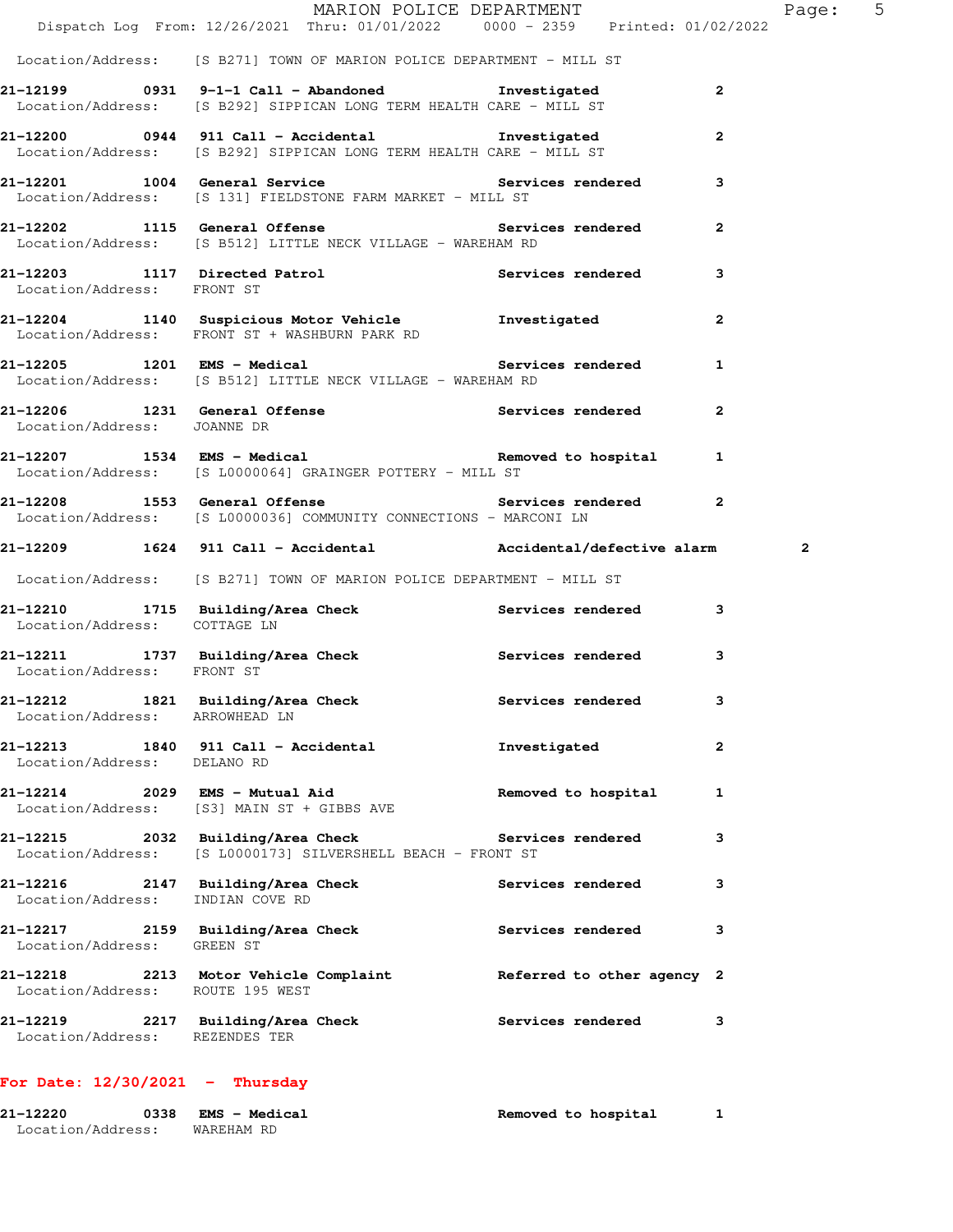Location/Address: [S B271] TOWN OF MARION POLICE DEPARTMENT - MILL ST

**21-12199 0931 9-1-1 Call - Abandoned** Investigated 2
Location/Address: [S B292] SIPPICAN LONG TERM HEALTH CARE - MILL ST

**21-12200 0944 911 Call - Accidental** Investigated 2
Location/Address: [S B292] SIPPICAN LONG TERM HEALTH CARE - MILL ST

**21-12201 1004 General Service** Services rendered 3
Location/Address: [S 131] FIELDSTONE FARM MARKET - MILL ST

**21-12202 1115 General Offense** Services rendered 2
Location/Address: [S B512] LITTLE NECK VILLAGE - WAREHAM RD

**21-12203 1117 Directed Patrol** Services rendered 3
Location/Address: FRONT ST

**21-12204 1140 Suspicious Motor Vehicle** Investigated 2
Location/Address: FRONT ST + WASHBURN PARK RD

**21-12205 1201 EMS - Medical** Services rendered 1
Location/Address: [S B512] LITTLE NECK VILLAGE - WAREHAM RD

**21-12206 1231 General Offense** Services rendered 2
Location/Address: JOANNE DR

**21-12207 1534 EMS - Medical** Removed to hospital 1
Location/Address: [S L0000064] GRAINGER POTTERY - MILL ST

**21-12208 1553 General Offense** Services rendered 2
Location/Address: [S L0000036] COMMUNITY CONNECTIONS - MARCONI LN

**21-12209 1624 911 Call - Accidental** Accidental/defective alarm 2
Location/Address: [S B271] TOWN OF MARION POLICE DEPARTMENT - MILL ST

**21-12210 1715 Building/Area Check** Services rendered 3
Location/Address: COTTAGE LN

**21-12211 1737 Building/Area Check** Services rendered 3
Location/Address: FRONT ST

**21-12212 1821 Building/Area Check** Services rendered 3
Location/Address: ARROWHEAD LN

**21-12213 1840 911 Call - Accidental** Investigated 2
Location/Address: DELANO RD

**21-12214 2029 EMS - Mutual Aid** Removed to hospital 1
Location/Address: [S3] MAIN ST + GIBBS AVE

**21-12215 2032 Building/Area Check** Services rendered 3
Location/Address: [S L0000173] SILVERSHELL BEACH - FRONT ST

**21-12216 2147 Building/Area Check** Services rendered 3
Location/Address: INDIAN COVE RD

**21-12217 2159 Building/Area Check** Services rendered 3
Location/Address: GREEN ST

**21-12218 2213 Motor Vehicle Complaint** Referred to other agency 2
Location/Address: ROUTE 195 WEST

**21-12219 2217 Building/Area Check** Services rendered 3
Location/Address: REZENDES TER

## For Date: 12/30/2021 - Thursday

**21-12220 0338 EMS - Medical** Removed to hospital 1
Location/Address: WAREHAM RD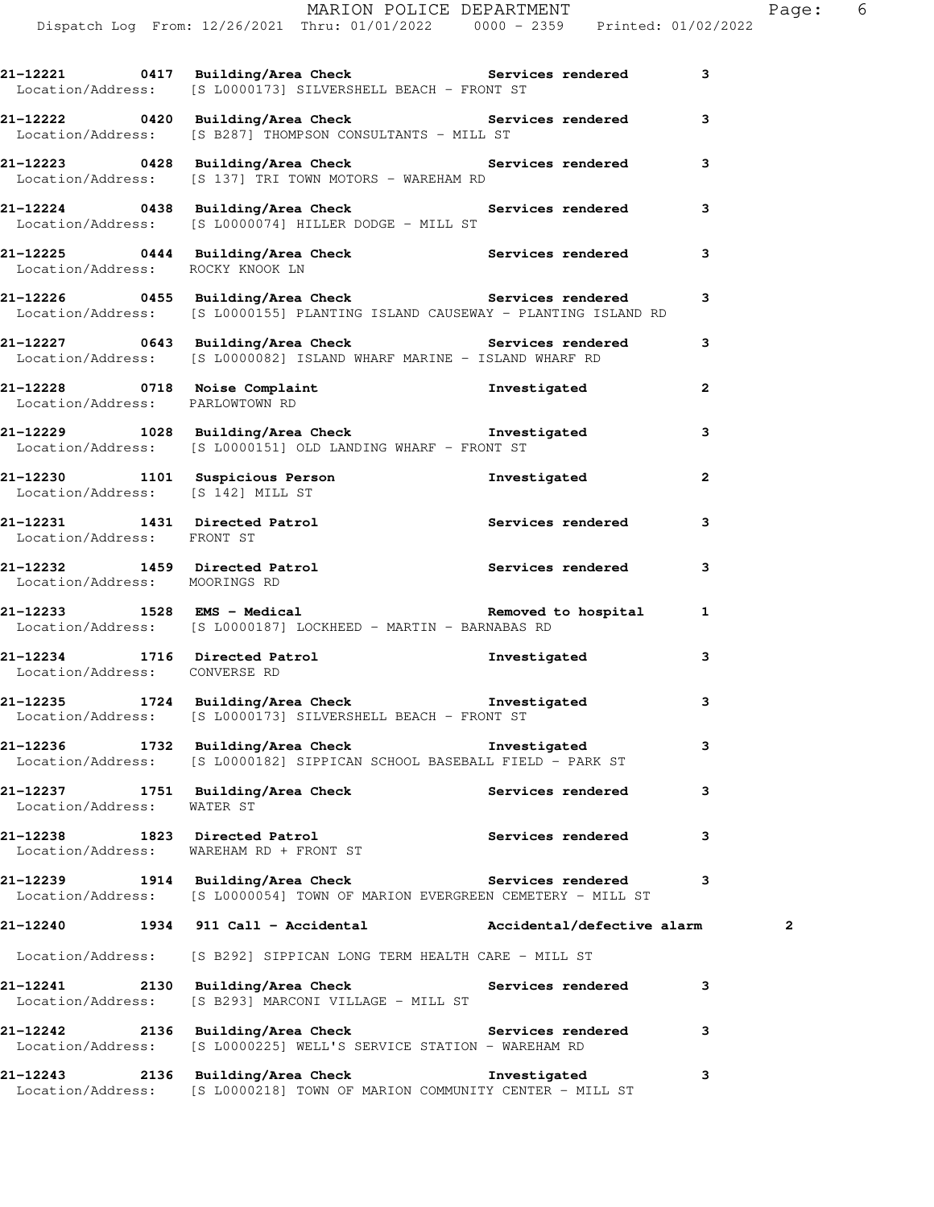**21-12221 0417 Building/Area Check** Services rendered 3
Location/Address: [S L0000173] SILVERSHELL BEACH - FRONT ST

**21-12222 0420 Building/Area Check** Services rendered 3
Location/Address: [S B287] THOMPSON CONSULTANTS - MILL ST

**21-12223 0428 Building/Area Check** Services rendered 3
Location/Address: [S 137] TRI TOWN MOTORS - WAREHAM RD

**21-12224 0438 Building/Area Check** Services rendered 3
Location/Address: [S L0000074] HILLER DODGE - MILL ST

**21-12225 0444 Building/Area Check** Services rendered 3
Location/Address: ROCKY KNOOK LN

**21-12226 0455 Building/Area Check** Services rendered 3
Location/Address: [S L0000155] PLANTING ISLAND CAUSEWAY - PLANTING ISLAND RD

**21-12227 0643 Building/Area Check** Services rendered 3
Location/Address: [S L0000082] ISLAND WHARF MARINE - ISLAND WHARF RD

**21-12228 0718 Noise Complaint** Investigated 2
Location/Address: PARLOWTOWN RD

**21-12229 1028 Building/Area Check** Investigated 3
Location/Address: [S L0000151] OLD LANDING WHARF - FRONT ST

**21-12230 1101 Suspicious Person** Investigated 2
Location/Address: [S 142] MILL ST

**21-12231 1431 Directed Patrol** Services rendered 3
Location/Address: FRONT ST

**21-12232 1459 Directed Patrol** Services rendered 3
Location/Address: MOORINGS RD

**21-12233 1528 EMS - Medical** Removed to hospital 1
Location/Address: [S L0000187] LOCKHEED - MARTIN - BARNABAS RD

**21-12234 1716 Directed Patrol** Investigated 3
Location/Address: CONVERSE RD

**21-12235 1724 Building/Area Check** Investigated 3
Location/Address: [S L0000173] SILVERSHELL BEACH - FRONT ST

**21-12236 1732 Building/Area Check** Investigated 3
Location/Address: [S L0000182] SIPPICAN SCHOOL BASEBALL FIELD - PARK ST

**21-12237 1751 Building/Area Check** Services rendered 3
Location/Address: WATER ST

**21-12238 1823 Directed Patrol** Services rendered 3
Location/Address: WAREHAM RD + FRONT ST

**21-12239 1914 Building/Area Check** Services rendered 3
Location/Address: [S L0000054] TOWN OF MARION EVERGREEN CEMETERY - MILL ST

**21-12240 1934 911 Call - Accidental** Accidental/defective alarm 2
Location/Address: [S B292] SIPPICAN LONG TERM HEALTH CARE - MILL ST

**21-12241 2130 Building/Area Check** Services rendered 3
Location/Address: [S B293] MARCONI VILLAGE - MILL ST

**21-12242 2136 Building/Area Check** Services rendered 3
Location/Address: [S L0000225] WELL'S SERVICE STATION - WAREHAM RD

**21-12243 2136 Building/Area Check** Investigated 3
Location/Address: [S L0000218] TOWN OF MARION COMMUNITY CENTER - MILL ST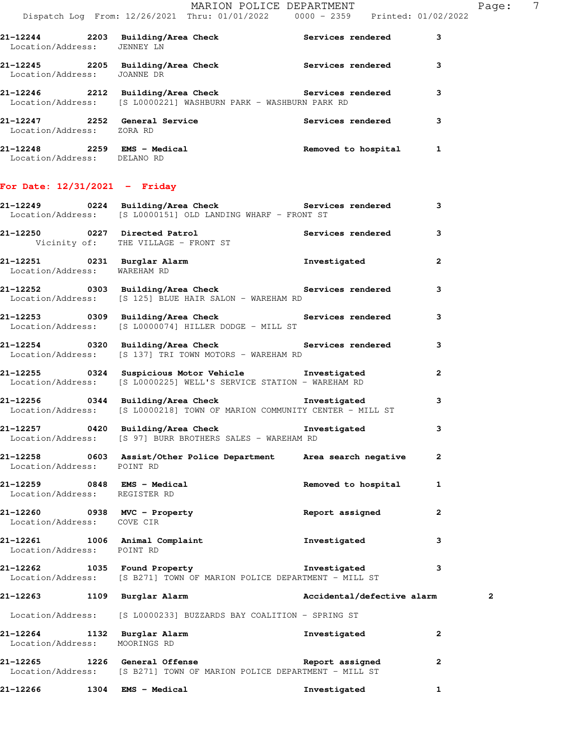**21-12244 2203 Building/Area Check — Services rendered — 3**
Location/Address: JENNEY LN

**21-12245 2205 Building/Area Check — Services rendered — 3**
Location/Address: JOANNE DR

**21-12246 2212 Building/Area Check — Services rendered — 3**
Location/Address: [S L0000221] WASHBURN PARK - WASHBURN PARK RD

**21-12247 2252 General Service — Services rendered — 3**
Location/Address: ZORA RD

**21-12248 2259 EMS - Medical — Removed to hospital — 1**
Location/Address: DELANO RD

## For Date: 12/31/2021 - Friday

**21-12249 0224 Building/Area Check — Services rendered — 3**
Location/Address: [S L0000151] OLD LANDING WHARF - FRONT ST

**21-12250 0227 Directed Patrol — Services rendered — 3**
Vicinity of: THE VILLAGE - FRONT ST

**21-12251 0231 Burglar Alarm — Investigated — 2**
Location/Address: WAREHAM RD

**21-12252 0303 Building/Area Check — Services rendered — 3**
Location/Address: [S 125] BLUE HAIR SALON - WAREHAM RD

**21-12253 0309 Building/Area Check — Services rendered — 3**
Location/Address: [S L0000074] HILLER DODGE - MILL ST

**21-12254 0320 Building/Area Check — Services rendered — 3**
Location/Address: [S 137] TRI TOWN MOTORS - WAREHAM RD

**21-12255 0324 Suspicious Motor Vehicle — Investigated — 2**
Location/Address: [S L0000225] WELL'S SERVICE STATION - WAREHAM RD

**21-12256 0344 Building/Area Check — Investigated — 3**
Location/Address: [S L0000218] TOWN OF MARION COMMUNITY CENTER - MILL ST

**21-12257 0420 Building/Area Check — Investigated — 3**
Location/Address: [S 97] BURR BROTHERS SALES - WAREHAM RD

**21-12258 0603 Assist/Other Police Department — Area search negative — 2**
Location/Address: POINT RD

**21-12259 0848 EMS - Medical — Removed to hospital — 1**
Location/Address: REGISTER RD

**21-12260 0938 MVC - Property — Report assigned — 2**
Location/Address: COVE CIR

**21-12261 1006 Animal Complaint — Investigated — 3**
Location/Address: POINT RD

**21-12262 1035 Found Property — Investigated — 3**
Location/Address: [S B271] TOWN OF MARION POLICE DEPARTMENT - MILL ST

**21-12263 1109 Burglar Alarm — Accidental/defective alarm — 2**
Location/Address: [S L0000233] BUZZARDS BAY COALITION - SPRING ST

**21-12264 1132 Burglar Alarm — Investigated — 2**
Location/Address: MOORINGS RD

**21-12265 1226 General Offense — Report assigned — 2**
Location/Address: [S B271] TOWN OF MARION POLICE DEPARTMENT - MILL ST

**21-12266 1304 EMS - Medical — Investigated — 1**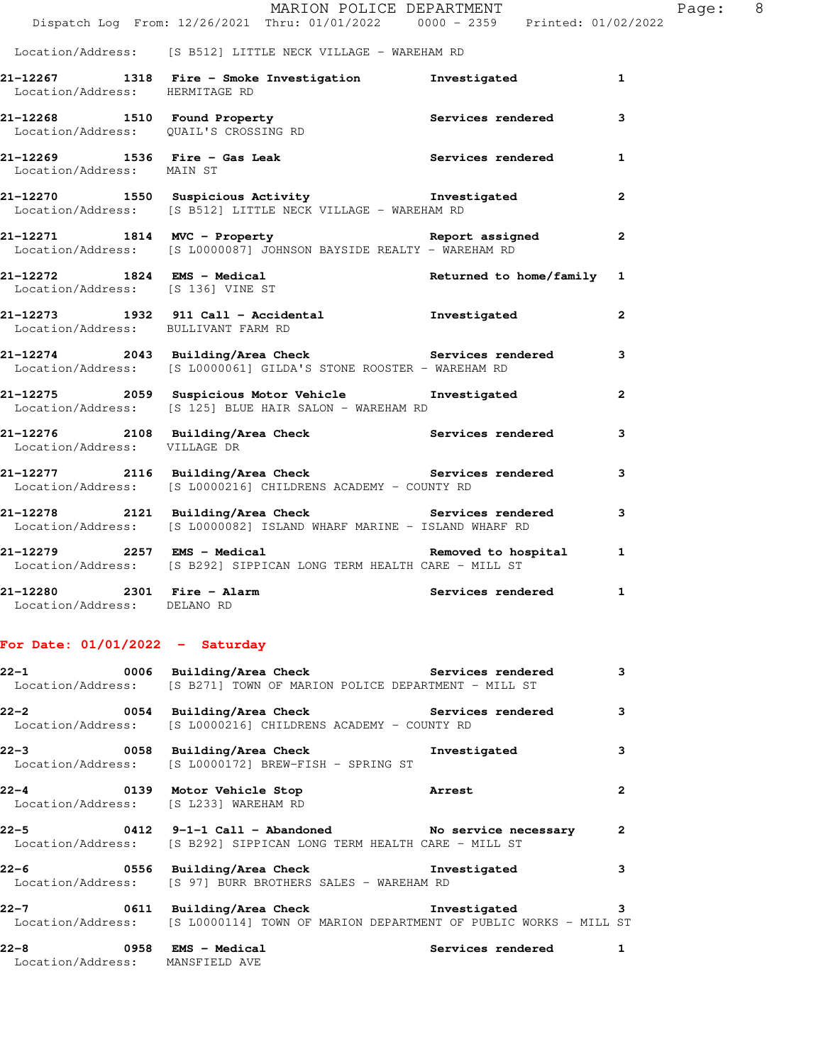Location/Address: [S B512] LITTLE NECK VILLAGE - WAREHAM RD

**21-12267 1318 Fire - Smoke Investigation** Investigated 1
Location/Address: HERMITAGE RD

**21-12268 1510 Found Property** Services rendered 3
Location/Address: QUAIL'S CROSSING RD

**21-12269 1536 Fire - Gas Leak** Services rendered 1
Location/Address: MAIN ST

**21-12270 1550 Suspicious Activity** Investigated 2
Location/Address: [S B512] LITTLE NECK VILLAGE - WAREHAM RD

**21-12271 1814 MVC - Property** Report assigned 2
Location/Address: [S L0000087] JOHNSON BAYSIDE REALTY - WAREHAM RD

**21-12272 1824 EMS - Medical** Returned to home/family 1
Location/Address: [S 136] VINE ST

**21-12273 1932 911 Call - Accidental** Investigated 2
Location/Address: BULLIVANT FARM RD

**21-12274 2043 Building/Area Check** Services rendered 3
Location/Address: [S L0000061] GILDA'S STONE ROOSTER - WAREHAM RD

**21-12275 2059 Suspicious Motor Vehicle** Investigated 2
Location/Address: [S 125] BLUE HAIR SALON - WAREHAM RD

**21-12276 2108 Building/Area Check** Services rendered 3
Location/Address: VILLAGE DR

**21-12277 2116 Building/Area Check** Services rendered 3
Location/Address: [S L0000216] CHILDRENS ACADEMY - COUNTY RD

**21-12278 2121 Building/Area Check** Services rendered 3
Location/Address: [S L0000082] ISLAND WHARF MARINE - ISLAND WHARF RD

**21-12279 2257 EMS - Medical** Removed to hospital 1
Location/Address: [S B292] SIPPICAN LONG TERM HEALTH CARE - MILL ST

**21-12280 2301 Fire - Alarm** Services rendered 1
Location/Address: DELANO RD

**For Date: 01/01/2022 - Saturday**

**22-1 0006 Building/Area Check** Services rendered 3
Location/Address: [S B271] TOWN OF MARION POLICE DEPARTMENT - MILL ST

**22-2 0054 Building/Area Check** Services rendered 3
Location/Address: [S L0000216] CHILDRENS ACADEMY - COUNTY RD

**22-3 0058 Building/Area Check** Investigated 3
Location/Address: [S L0000172] BREW-FISH - SPRING ST

**22-4 0139 Motor Vehicle Stop** Arrest 2
Location/Address: [S L233] WAREHAM RD

**22-5 0412 9-1-1 Call - Abandoned** No service necessary 2
Location/Address: [S B292] SIPPICAN LONG TERM HEALTH CARE - MILL ST

**22-6 0556 Building/Area Check** Investigated 3
Location/Address: [S 97] BURR BROTHERS SALES - WAREHAM RD

**22-7 0611 Building/Area Check** Investigated 3
Location/Address: [S L0000114] TOWN OF MARION DEPARTMENT OF PUBLIC WORKS - MILL ST

**22-8 0958 EMS - Medical** Services rendered 1
Location/Address: MANSFIELD AVE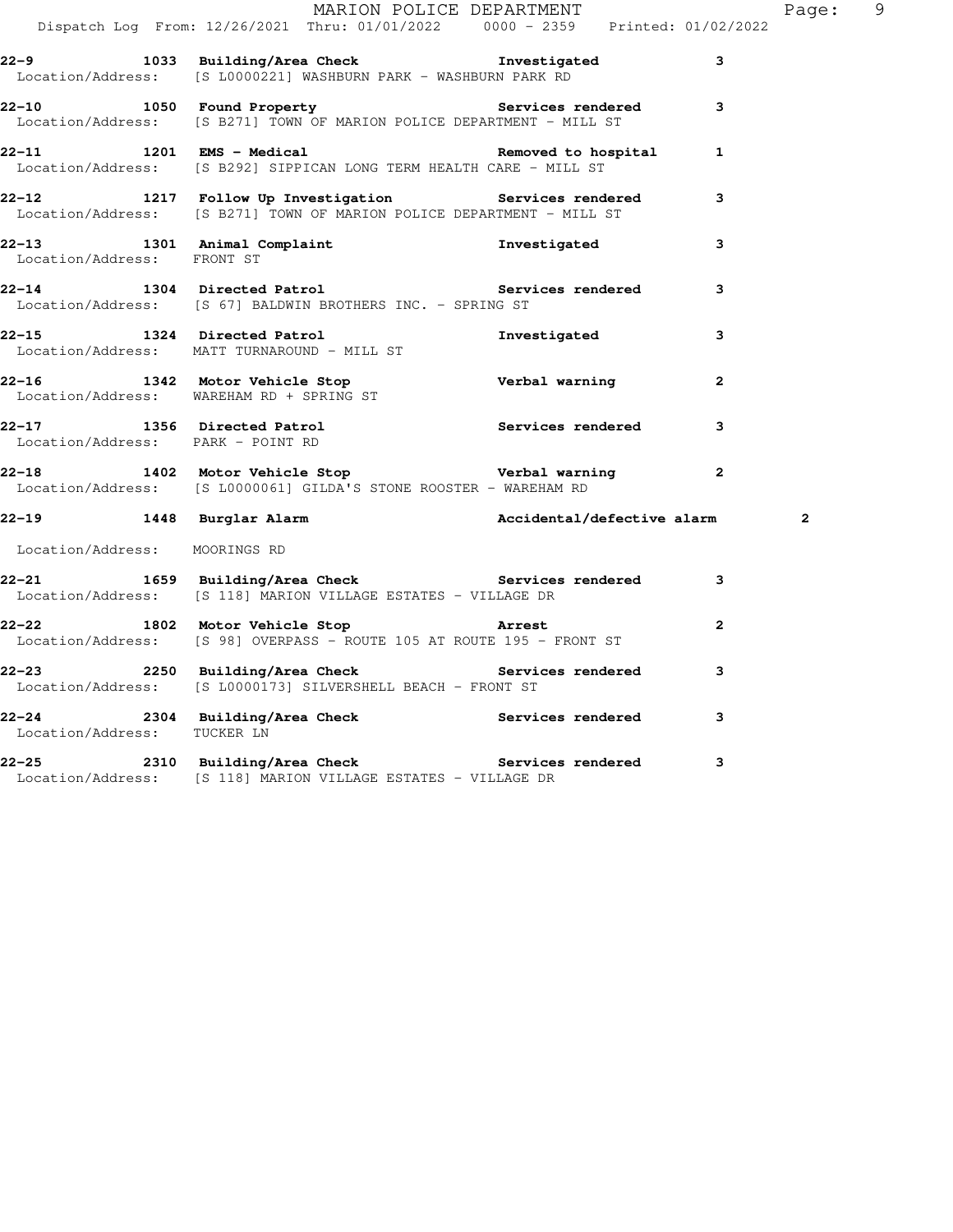22-9 1033 **Building/Area Check** Investigated 3
Location/Address: [S L0000221] WASHBURN PARK - WASHBURN PARK RD

22-10 1050 **Found Property** Services rendered 3
Location/Address: [S B271] TOWN OF MARION POLICE DEPARTMENT - MILL ST

22-11 1201 **EMS - Medical** Removed to hospital 1
Location/Address: [S B292] SIPPICAN LONG TERM HEALTH CARE - MILL ST

22-12 1217 **Follow Up Investigation** Services rendered 3
Location/Address: [S B271] TOWN OF MARION POLICE DEPARTMENT - MILL ST

22-13 1301 **Animal Complaint** Investigated 3
Location/Address: FRONT ST

22-14 1304 **Directed Patrol** Services rendered 3
Location/Address: [S 67] BALDWIN BROTHERS INC. - SPRING ST

22-15 1324 **Directed Patrol** Investigated 3
Location/Address: MATT TURNAROUND - MILL ST

22-16 1342 **Motor Vehicle Stop** Verbal warning 2
Location/Address: WAREHAM RD + SPRING ST

22-17 1356 **Directed Patrol** Services rendered 3
Location/Address: PARK - POINT RD

22-18 1402 **Motor Vehicle Stop** Verbal warning 2
Location/Address: [S L0000061] GILDA'S STONE ROOSTER - WAREHAM RD

22-19 1448 **Burglar Alarm** Accidental/defective alarm 2
Location/Address: MOORINGS RD

22-21 1659 **Building/Area Check** Services rendered 3
Location/Address: [S 118] MARION VILLAGE ESTATES - VILLAGE DR

22-22 1802 **Motor Vehicle Stop** Arrest 2
Location/Address: [S 98] OVERPASS - ROUTE 105 AT ROUTE 195 - FRONT ST

22-23 2250 **Building/Area Check** Services rendered 3
Location/Address: [S L0000173] SILVERSHELL BEACH - FRONT ST

22-24 2304 **Building/Area Check** Services rendered 3
Location/Address: TUCKER LN

22-25 2310 **Building/Area Check** Services rendered 3
Location/Address: [S 118] MARION VILLAGE ESTATES - VILLAGE DR